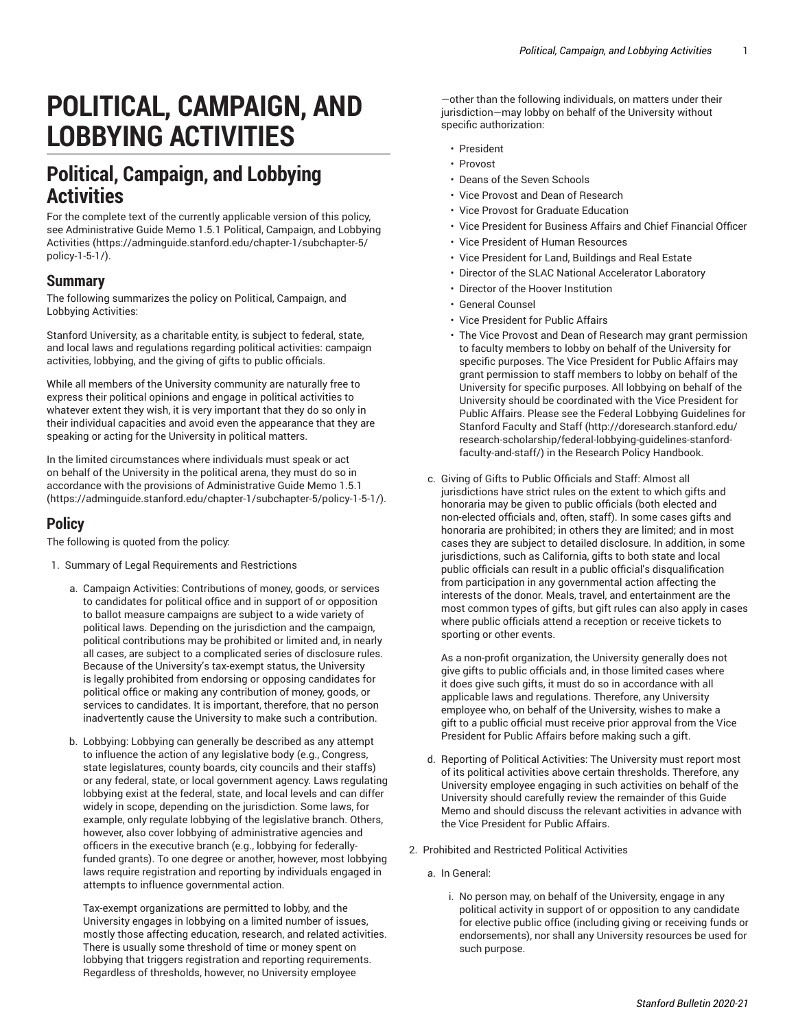# POLITICAL, CAMPAIGN, AND LOBBYING ACTIVITIES

## Political, Campaign, and Lobbying Activities

For the complete text of the currently applicable version of this policy, see Administrative Guide Memo 1.5.1 Political, Campaign, and Lobbying Activities (https://adminguide.stanford.edu/chapter-1/subchapter-5/policy-1-5-1/).

### Summary

The following summarizes the policy on Political, Campaign, and Lobbying Activities:

Stanford University, as a charitable entity, is subject to federal, state, and local laws and regulations regarding political activities: campaign activities, lobbying, and the giving of gifts to public officials.

While all members of the University community are naturally free to express their political opinions and engage in political activities to whatever extent they wish, it is very important that they do so only in their individual capacities and avoid even the appearance that they are speaking or acting for the University in political matters.

In the limited circumstances where individuals must speak or act on behalf of the University in the political arena, they must do so in accordance with the provisions of Administrative Guide Memo 1.5.1 (https://adminguide.stanford.edu/chapter-1/subchapter-5/policy-1-5-1/).

### Policy

The following is quoted from the policy:

1. Summary of Legal Requirements and Restrictions
   a. Campaign Activities: Contributions of money, goods, or services to candidates for political office and in support of or opposition to ballot measure campaigns are subject to a wide variety of political laws. Depending on the jurisdiction and the campaign, political contributions may be prohibited or limited and, in nearly all cases, are subject to a complicated series of disclosure rules. Because of the University's tax-exempt status, the University is legally prohibited from endorsing or opposing candidates for political office or making any contribution of money, goods, or services to candidates. It is important, therefore, that no person inadvertently cause the University to make such a contribution.

   b. Lobbying: Lobbying can generally be described as any attempt to influence the action of any legislative body (e.g., Congress, state legislatures, county boards, city councils and their staffs) or any federal, state, or local government agency. Laws regulating lobbying exist at the federal, state, and local levels and can differ widely in scope, depending on the jurisdiction. Some laws, for example, only regulate lobbying of the legislative branch. Others, however, also cover lobbying of administrative agencies and officers in the executive branch (e.g., lobbying for federally-funded grants). To one degree or another, however, most lobbying laws require registration and reporting by individuals engaged in attempts to influence governmental action.

      Tax-exempt organizations are permitted to lobby, and the University engages in lobbying on a limited number of issues, mostly those affecting education, research, and related activities. There is usually some threshold of time or money spent on lobbying that triggers registration and reporting requirements. Regardless of thresholds, however, no University employee—other than the following individuals, on matters under their jurisdiction—may lobby on behalf of the University without specific authorization:

      - President
      - Provost
      - Deans of the Seven Schools
      - Vice Provost and Dean of Research
      - Vice Provost for Graduate Education
      - Vice President for Business Affairs and Chief Financial Officer
      - Vice President of Human Resources
      - Vice President for Land, Buildings and Real Estate
      - Director of the SLAC National Accelerator Laboratory
      - Director of the Hoover Institution
      - General Counsel
      - Vice President for Public Affairs
      - The Vice Provost and Dean of Research may grant permission to faculty members to lobby on behalf of the University for specific purposes. The Vice President for Public Affairs may grant permission to staff members to lobby on behalf of the University for specific purposes. All lobbying on behalf of the University should be coordinated with the Vice President for Public Affairs. Please see the Federal Lobbying Guidelines for Stanford Faculty and Staff (http://doresearch.stanford.edu/research-scholarship/federal-lobbying-guidelines-stanford-faculty-and-staff/) in the Research Policy Handbook.

   c. Giving of Gifts to Public Officials and Staff: Almost all jurisdictions have strict rules on the extent to which gifts and honoraria may be given to public officials (both elected and non-elected officials and, often, staff). In some cases gifts and honoraria are prohibited; in others they are limited; and in most cases they are subject to detailed disclosure. In addition, in some jurisdictions, such as California, gifts to both state and local public officials can result in a public official's disqualification from participation in any governmental action affecting the interests of the donor. Meals, travel, and entertainment are the most common types of gifts, but gift rules can also apply in cases where public officials attend a reception or receive tickets to sporting or other events.

      As a non-profit organization, the University generally does not give gifts to public officials and, in those limited cases where it does give such gifts, it must do so in accordance with all applicable laws and regulations. Therefore, any University employee who, on behalf of the University, wishes to make a gift to a public official must receive prior approval from the Vice President for Public Affairs before making such a gift.

   d. Reporting of Political Activities: The University must report most of its political activities above certain thresholds. Therefore, any University employee engaging in such activities on behalf of the University should carefully review the remainder of this Guide Memo and should discuss the relevant activities in advance with the Vice President for Public Affairs.

2. Prohibited and Restricted Political Activities
   a. In General:
      i. No person may, on behalf of the University, engage in any political activity in support of or opposition to any candidate for elective public office (including giving or receiving funds or endorsements), nor shall any University resources be used for such purpose.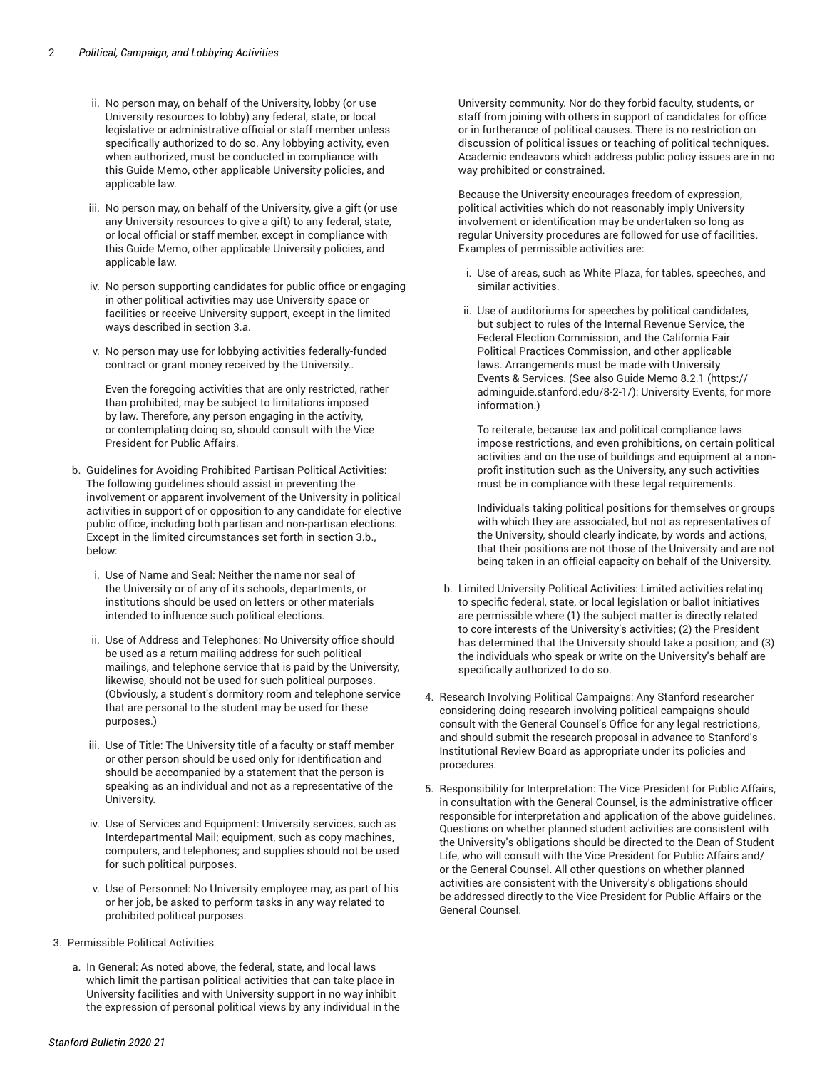ii. No person may, on behalf of the University, lobby (or use University resources to lobby) any federal, state, or local legislative or administrative official or staff member unless specifically authorized to do so. Any lobbying activity, even when authorized, must be conducted in compliance with this Guide Memo, other applicable University policies, and applicable law.

iii. No person may, on behalf of the University, give a gift (or use any University resources to give a gift) to any federal, state, or local official or staff member, except in compliance with this Guide Memo, other applicable University policies, and applicable law.

iv. No person supporting candidates for public office or engaging in other political activities may use University space or facilities or receive University support, except in the limited ways described in section 3.a.

v. No person may use for lobbying activities federally-funded contract or grant money received by the University..

Even the foregoing activities that are only restricted, rather than prohibited, may be subject to limitations imposed by law. Therefore, any person engaging in the activity, or contemplating doing so, should consult with the Vice President for Public Affairs.

b. Guidelines for Avoiding Prohibited Partisan Political Activities: The following guidelines should assist in preventing the involvement or apparent involvement of the University in political activities in support of or opposition to any candidate for elective public office, including both partisan and non-partisan elections. Except in the limited circumstances set forth in section 3.b., below:

i. Use of Name and Seal: Neither the name nor seal of the University or of any of its schools, departments, or institutions should be used on letters or other materials intended to influence such political elections.

ii. Use of Address and Telephones: No University office should be used as a return mailing address for such political mailings, and telephone service that is paid by the University, likewise, should not be used for such political purposes. (Obviously, a student's dormitory room and telephone service that are personal to the student may be used for these purposes.)

iii. Use of Title: The University title of a faculty or staff member or other person should be used only for identification and should be accompanied by a statement that the person is speaking as an individual and not as a representative of the University.

iv. Use of Services and Equipment: University services, such as Interdepartmental Mail; equipment, such as copy machines, computers, and telephones; and supplies should not be used for such political purposes.

v. Use of Personnel: No University employee may, as part of his or her job, be asked to perform tasks in any way related to prohibited political purposes.

3. Permissible Political Activities

a. In General: As noted above, the federal, state, and local laws which limit the partisan political activities that can take place in University facilities and with University support in no way inhibit the expression of personal political views by any individual in the University community. Nor do they forbid faculty, students, or staff from joining with others in support of candidates for office or in furtherance of political causes. There is no restriction on discussion of political issues or teaching of political techniques. Academic endeavors which address public policy issues are in no way prohibited or constrained.

Because the University encourages freedom of expression, political activities which do not reasonably imply University involvement or identification may be undertaken so long as regular University procedures are followed for use of facilities. Examples of permissible activities are:

i. Use of areas, such as White Plaza, for tables, speeches, and similar activities.

ii. Use of auditoriums for speeches by political candidates, but subject to rules of the Internal Revenue Service, the Federal Election Commission, and the California Fair Political Practices Commission, and other applicable laws. Arrangements must be made with University Events & Services. (See also Guide Memo 8.2.1 (https://adminguide.stanford.edu/8-2-1/): University Events, for more information.)

To reiterate, because tax and political compliance laws impose restrictions, and even prohibitions, on certain political activities and on the use of buildings and equipment at a non-profit institution such as the University, any such activities must be in compliance with these legal requirements.

Individuals taking political positions for themselves or groups with which they are associated, but not as representatives of the University, should clearly indicate, by words and actions, that their positions are not those of the University and are not being taken in an official capacity on behalf of the University.

b. Limited University Political Activities: Limited activities relating to specific federal, state, or local legislation or ballot initiatives are permissible where (1) the subject matter is directly related to core interests of the University's activities; (2) the President has determined that the University should take a position; and (3) the individuals who speak or write on the University's behalf are specifically authorized to do so.

4. Research Involving Political Campaigns: Any Stanford researcher considering doing research involving political campaigns should consult with the General Counsel's Office for any legal restrictions, and should submit the research proposal in advance to Stanford's Institutional Review Board as appropriate under its policies and procedures.

5. Responsibility for Interpretation: The Vice President for Public Affairs, in consultation with the General Counsel, is the administrative officer responsible for interpretation and application of the above guidelines. Questions on whether planned student activities are consistent with the University's obligations should be directed to the Dean of Student Life, who will consult with the Vice President for Public Affairs and/or the General Counsel. All other questions on whether planned activities are consistent with the University's obligations should be addressed directly to the Vice President for Public Affairs or the General Counsel.